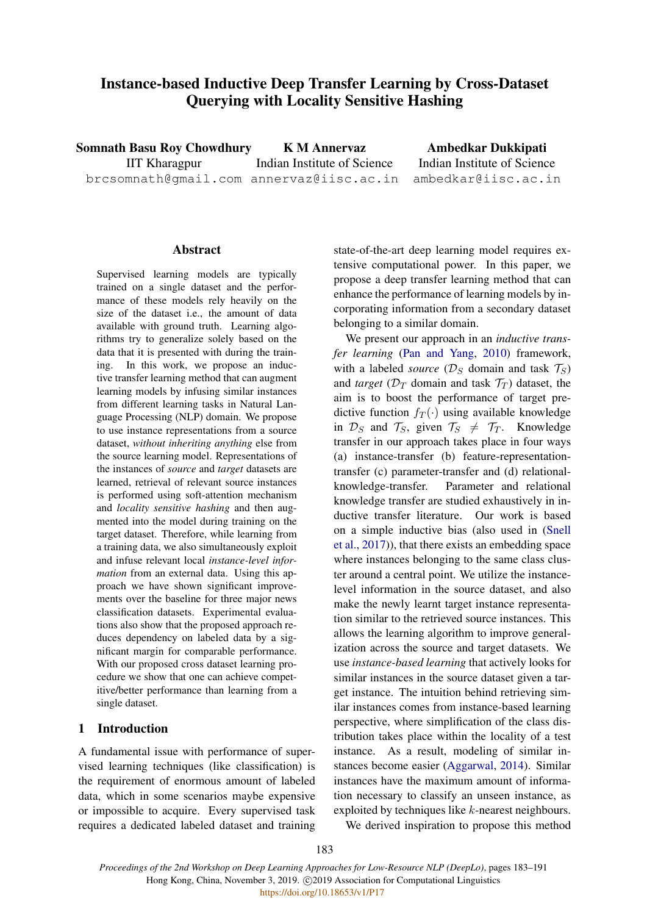# Instance-based Inductive Deep Transfer Learning by Cross-Dataset Querying with Locality Sensitive Hashing

**Somnath Basu Roy Chowdhury**
IIT Kharagpur
brcsomnath@gmail.com

**K M Annervaz**
Indian Institute of Science
annervaz@iisc.ac.in

**Ambedkar Dukkipati**
Indian Institute of Science
ambedkar@iisc.ac.in

## Abstract

Supervised learning models are typically trained on a single dataset and the performance of these models rely heavily on the size of the dataset i.e., the amount of data available with ground truth. Learning algorithms try to generalize solely based on the data that it is presented with during the training. In this work, we propose an inductive transfer learning method that can augment learning models by infusing similar instances from different learning tasks in Natural Language Processing (NLP) domain. We propose to use instance representations from a source dataset, *without inheriting anything* else from the source learning model. Representations of the instances of *source* and *target* datasets are learned, retrieval of relevant source instances is performed using soft-attention mechanism and *locality sensitive hashing* and then augmented into the model during training on the target dataset. Therefore, while learning from a training data, we also simultaneously exploit and infuse relevant local *instance-level information* from an external data. Using this approach we have shown significant improvements over the baseline for three major news classification datasets. Experimental evaluations also show that the proposed approach reduces dependency on labeled data by a significant margin for comparable performance. With our proposed cross dataset learning procedure we show that one can achieve competitive/better performance than learning from a single dataset.

## 1 Introduction

A fundamental issue with performance of supervised learning techniques (like classification) is the requirement of enormous amount of labeled data, which in some scenarios maybe expensive or impossible to acquire. Every supervised task requires a dedicated labeled dataset and training state-of-the-art deep learning model requires extensive computational power. In this paper, we propose a deep transfer learning method that can enhance the performance of learning models by incorporating information from a secondary dataset belonging to a similar domain.

We present our approach in an *inductive transfer learning* (Pan and Yang, 2010) framework, with a labeled *source* ($\mathcal{D}_S$ domain and task $\mathcal{T}_S$) and *target* ($\mathcal{D}_T$ domain and task $\mathcal{T}_T$) dataset, the aim is to boost the performance of target predictive function $f_T(\cdot)$ using available knowledge in $\mathcal{D}_S$ and $\mathcal{T}_S$, given $\mathcal{T}_S \neq \mathcal{T}_T$. Knowledge transfer in our approach takes place in four ways (a) instance-transfer (b) feature-representation-transfer (c) parameter-transfer and (d) relational-knowledge-transfer. Parameter and relational knowledge transfer are studied exhaustively in inductive transfer literature. Our work is based on a simple inductive bias (also used in (Snell et al., 2017)), that there exists an embedding space where instances belonging to the same class cluster around a central point. We utilize the instance-level information in the source dataset, and also make the newly learnt target instance representation similar to the retrieved source instances. This allows the learning algorithm to improve generalization across the source and target datasets. We use *instance-based learning* that actively looks for similar instances in the source dataset given a target instance. The intuition behind retrieving similar instances comes from instance-based learning perspective, where simplification of the class distribution takes place within the locality of a test instance. As a result, modeling of similar instances become easier (Aggarwal, 2014). Similar instances have the maximum amount of information necessary to classify an unseen instance, as exploited by techniques like $k$-nearest neighbours.

We derived inspiration to propose this method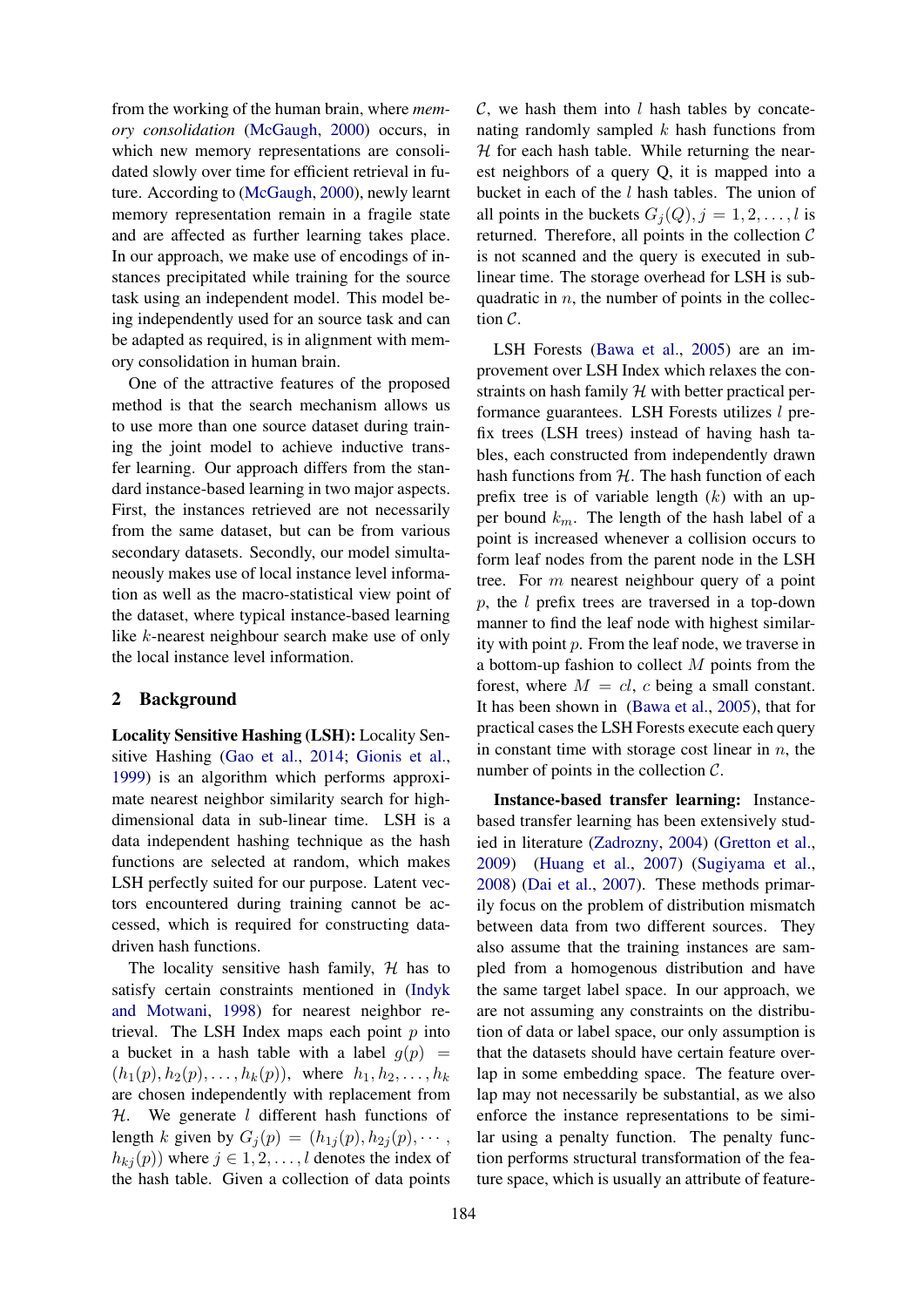from the working of the human brain, where *memory consolidation* (McGaugh, 2000) occurs, in which new memory representations are consolidated slowly over time for efficient retrieval in future. According to (McGaugh, 2000), newly learnt memory representation remain in a fragile state and are affected as further learning takes place. In our approach, we make use of encodings of instances precipitated while training for the source task using an independent model. This model being independently used for an source task and can be adapted as required, is in alignment with memory consolidation in human brain.

One of the attractive features of the proposed method is that the search mechanism allows us to use more than one source dataset during training the joint model to achieve inductive transfer learning. Our approach differs from the standard instance-based learning in two major aspects. First, the instances retrieved are not necessarily from the same dataset, but can be from various secondary datasets. Secondly, our model simultaneously makes use of local instance level information as well as the macro-statistical view point of the dataset, where typical instance-based learning like $k$-nearest neighbour search make use of only the local instance level information.

## 2 Background

**Locality Sensitive Hashing (LSH):** Locality Sensitive Hashing (Gao et al., 2014; Gionis et al., 1999) is an algorithm which performs approximate nearest neighbor similarity search for high-dimensional data in sub-linear time. LSH is a data independent hashing technique as the hash functions are selected at random, which makes LSH perfectly suited for our purpose. Latent vectors encountered during training cannot be accessed, which is required for constructing data-driven hash functions.

The locality sensitive hash family, $\mathcal{H}$ has to satisfy certain constraints mentioned in (Indyk and Motwani, 1998) for nearest neighbor retrieval. The LSH Index maps each point $p$ into a bucket in a hash table with a label $g(p) = (h_1(p), h_2(p), \dots, h_k(p))$, where $h_1, h_2, \dots, h_k$ are chosen independently with replacement from $\mathcal{H}$. We generate $l$ different hash functions of length $k$ given by $G_j(p) = (h_{1j}(p), h_{2j}(p), \cdots, h_{kj}(p))$ where $j \in 1, 2, \dots, l$ denotes the index of the hash table. Given a collection of data points $\mathcal{C}$, we hash them into $l$ hash tables by concatenating randomly sampled $k$ hash functions from $\mathcal{H}$ for each hash table. While returning the nearest neighbors of a query Q, it is mapped into a bucket in each of the $l$ hash tables. The union of all points in the buckets $G_j(Q), j = 1, 2, \dots, l$ is returned. Therefore, all points in the collection $\mathcal{C}$ is not scanned and the query is executed in sub-linear time. The storage overhead for LSH is sub-quadratic in $n$, the number of points in the collection $\mathcal{C}$.

LSH Forests (Bawa et al., 2005) are an improvement over LSH Index which relaxes the constraints on hash family $\mathcal{H}$ with better practical performance guarantees. LSH Forests utilizes $l$ prefix trees (LSH trees) instead of having hash tables, each constructed from independently drawn hash functions from $\mathcal{H}$. The hash function of each prefix tree is of variable length ($k$) with an upper bound $k_m$. The length of the hash label of a point is increased whenever a collision occurs to form leaf nodes from the parent node in the LSH tree. For $m$ nearest neighbour query of a point $p$, the $l$ prefix trees are traversed in a top-down manner to find the leaf node with highest similarity with point $p$. From the leaf node, we traverse in a bottom-up fashion to collect $M$ points from the forest, where $M = cl$, $c$ being a small constant. It has been shown in (Bawa et al., 2005), that for practical cases the LSH Forests execute each query in constant time with storage cost linear in $n$, the number of points in the collection $\mathcal{C}$.

**Instance-based transfer learning:** Instance-based transfer learning has been extensively studied in literature (Zadrozny, 2004) (Gretton et al., 2009) (Huang et al., 2007) (Sugiyama et al., 2008) (Dai et al., 2007). These methods primarily focus on the problem of distribution mismatch between data from two different sources. They also assume that the training instances are sampled from a homogenous distribution and have the same target label space. In our approach, we are not assuming any constraints on the distribution of data or label space, our only assumption is that the datasets should have certain feature overlap in some embedding space. The feature overlap may not necessarily be substantial, as we also enforce the instance representations to be similar using a penalty function. The penalty function performs structural transformation of the feature space, which is usually an attribute of feature-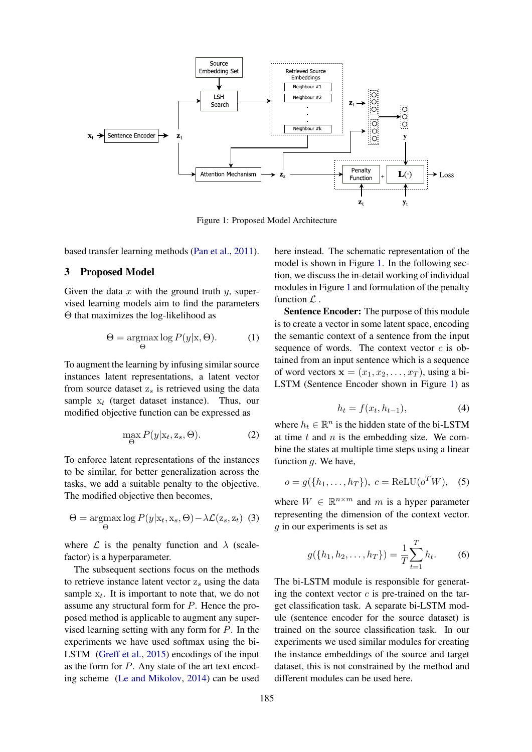Figure 1: Proposed Model Architecture

based transfer learning methods (Pan et al., 2011).

## 3 Proposed Model

Given the data $x$ with the ground truth $y$, supervised learning models aim to find the parameters $\Theta$ that maximizes the log-likelihood as

$$\Theta = \underset{\Theta}{\operatorname{argmax}} \log P(y|\mathrm{x}, \Theta). \tag{1}$$

To augment the learning by infusing similar source instances latent representations, a latent vector from source dataset $\mathrm{z}_s$ is retrieved using the data sample $\mathrm{x}_t$ (target dataset instance). Thus, our modified objective function can be expressed as

$$\max_{\Theta} P(y|\mathrm{x}_t, \mathrm{z}_s, \Theta). \tag{2}$$

To enforce latent representations of the instances to be similar, for better generalization across the tasks, we add a suitable penalty to the objective. The modified objective then becomes,

$$\Theta = \underset{\Theta}{\operatorname{argmax}} \log P(y|\mathrm{x}_t, \mathrm{x}_s, \Theta) - \lambda \mathcal{L}(\mathrm{z}_s, \mathrm{z}_t) \tag{3}$$

where $\mathcal{L}$ is the penalty function and $\lambda$ (scale-factor) is a hyperparameter.

The subsequent sections focus on the methods to retrieve instance latent vector $\mathrm{z}_s$ using the data sample $\mathrm{x}_t$. It is important to note that, we do not assume any structural form for $P$. Hence the proposed method is applicable to augment any supervised learning setting with any form for $P$. In the experiments we have used softmax using the bi-LSTM (Greff et al., 2015) encodings of the input as the form for $P$. Any state of the art text encoding scheme (Le and Mikolov, 2014) can be used here instead. The schematic representation of the model is shown in Figure 1. In the following section, we discuss the in-detail working of individual modules in Figure 1 and formulation of the penalty function $\mathcal{L}$ .

**Sentence Encoder:** The purpose of this module is to create a vector in some latent space, encoding the semantic context of a sentence from the input sequence of words. The context vector $c$ is obtained from an input sentence which is a sequence of word vectors $\mathbf{x} = (x_1, x_2, \ldots, x_T)$, using a bi-LSTM (Sentence Encoder shown in Figure 1) as

$$h_t = f(x_t, h_{t-1}), \tag{4}$$

where $h_t \in \mathbb{R}^n$ is the hidden state of the bi-LSTM at time $t$ and $n$ is the embedding size. We combine the states at multiple time steps using a linear function $g$. We have,

$$o = g(\{h_1, \ldots, h_T\}), \ c = \mathrm{ReLU}(o^T W), \tag{5}$$

where $W \in \mathbb{R}^{n \times m}$ and $m$ is a hyper parameter representing the dimension of the context vector. $g$ in our experiments is set as

$$g(\{h_1, h_2, \ldots, h_T\}) = \frac{1}{T} \sum_{t=1}^{T} h_t. \tag{6}$$

The bi-LSTM module is responsible for generating the context vector $c$ is pre-trained on the target classification task. A separate bi-LSTM module (sentence encoder for the source dataset) is trained on the source classification task. In our experiments we used similar modules for creating the instance embeddings of the source and target dataset, this is not constrained by the method and different modules can be used here.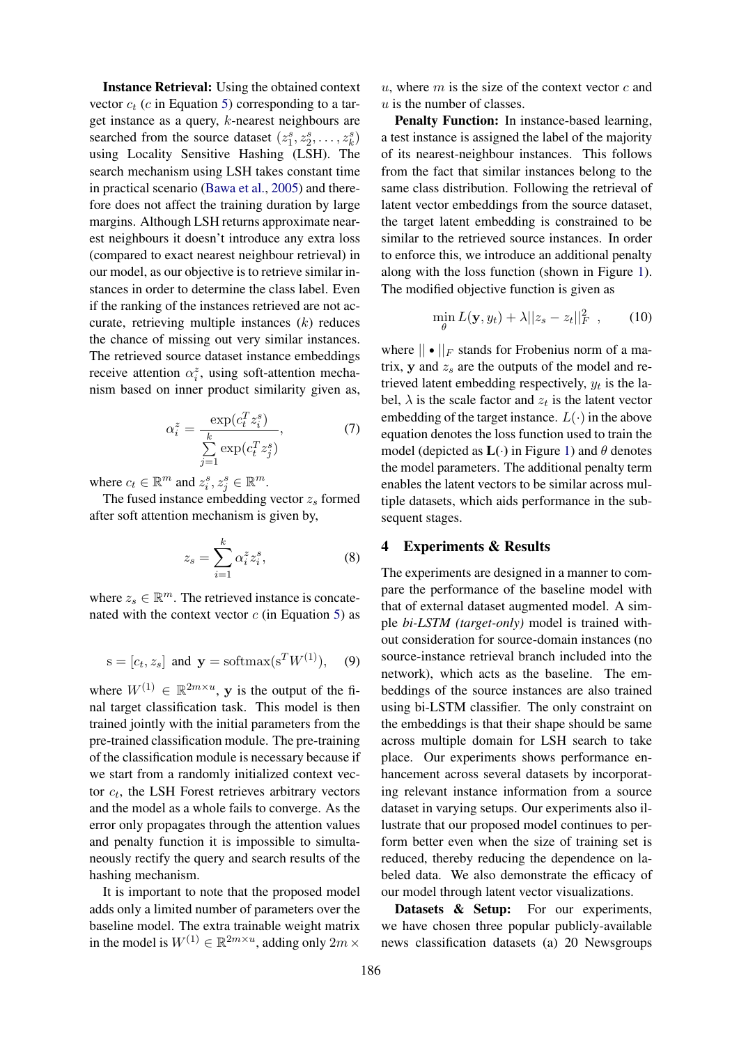**Instance Retrieval:** Using the obtained context vector $c_t$ ($c$ in Equation 5) corresponding to a target instance as a query, $k$-nearest neighbours are searched from the source dataset $(z_1^s, z_2^s, \ldots, z_k^s)$ using Locality Sensitive Hashing (LSH). The search mechanism using LSH takes constant time in practical scenario (Bawa et al., 2005) and therefore does not affect the training duration by large margins. Although LSH returns approximate nearest neighbours it doesn't introduce any extra loss (compared to exact nearest neighbour retrieval) in our model, as our objective is to retrieve similar instances in order to determine the class label. Even if the ranking of the instances retrieved are not accurate, retrieving multiple instances ($k$) reduces the chance of missing out very similar instances. The retrieved source dataset instance embeddings receive attention $\alpha_i^z$, using soft-attention mechanism based on inner product similarity given as,

$$\alpha_i^z = \frac{\exp(c_t^T z_i^s)}{\sum_{j=1}^{k} \exp(c_t^T z_j^s)}, \tag{7}$$

where $c_t \in \mathbb{R}^m$ and $z_i^s, z_j^s \in \mathbb{R}^m$.

The fused instance embedding vector $z_s$ formed after soft attention mechanism is given by,

$$z_s = \sum_{i=1}^{k} \alpha_i^z z_i^s, \tag{8}$$

where $z_s \in \mathbb{R}^m$. The retrieved instance is concatenated with the context vector $c$ (in Equation 5) as

$$\mathrm{s} = [c_t, z_s] \text{ and } \mathbf{y} = \mathrm{softmax}(\mathrm{s}^T W^{(1)}), \tag{9}$$

where $W^{(1)} \in \mathbb{R}^{2m \times u}$, $\mathbf{y}$ is the output of the final target classification task. This model is then trained jointly with the initial parameters from the pre-trained classification module. The pre-training of the classification module is necessary because if we start from a randomly initialized context vector $c_t$, the LSH Forest retrieves arbitrary vectors and the model as a whole fails to converge. As the error only propagates through the attention values and penalty function it is impossible to simultaneously rectify the query and search results of the hashing mechanism.

It is important to note that the proposed model adds only a limited number of parameters over the baseline model. The extra trainable weight matrix in the model is $W^{(1)} \in \mathbb{R}^{2m \times u}$, adding only $2m \times u$, where $m$ is the size of the context vector $c$ and $u$ is the number of classes.

**Penalty Function:** In instance-based learning, a test instance is assigned the label of the majority of its nearest-neighbour instances. This follows from the fact that similar instances belong to the same class distribution. Following the retrieval of latent vector embeddings from the source dataset, the target latent embedding is constrained to be similar to the retrieved source instances. In order to enforce this, we introduce an additional penalty along with the loss function (shown in Figure 1). The modified objective function is given as

$$\min_{\theta} L(\mathbf{y}, y_t) + \lambda ||z_s - z_t||_F^2 \ , \tag{10}$$

where $|| \bullet ||_F$ stands for Frobenius norm of a matrix, $\mathbf{y}$ and $z_s$ are the outputs of the model and retrieved latent embedding respectively, $y_t$ is the label, $\lambda$ is the scale factor and $z_t$ is the latent vector embedding of the target instance. $L(\cdot)$ in the above equation denotes the loss function used to train the model (depicted as $\mathbf{L}(\cdot)$ in Figure 1) and $\theta$ denotes the model parameters. The additional penalty term enables the latent vectors to be similar across multiple datasets, which aids performance in the subsequent stages.

## 4 Experiments & Results

The experiments are designed in a manner to compare the performance of the baseline model with that of external dataset augmented model. A simple *bi-LSTM (target-only)* model is trained without consideration for source-domain instances (no source-instance retrieval branch included into the network), which acts as the baseline. The embeddings of the source instances are also trained using bi-LSTM classifier. The only constraint on the embeddings is that their shape should be same across multiple domain for LSH search to take place. Our experiments shows performance enhancement across several datasets by incorporating relevant instance information from a source dataset in varying setups. Our experiments also illustrate that our proposed model continues to perform better even when the size of training set is reduced, thereby reducing the dependence on labeled data. We also demonstrate the efficacy of our model through latent vector visualizations.

**Datasets & Setup:** For our experiments, we have chosen three popular publicly-available news classification datasets (a) 20 Newsgroups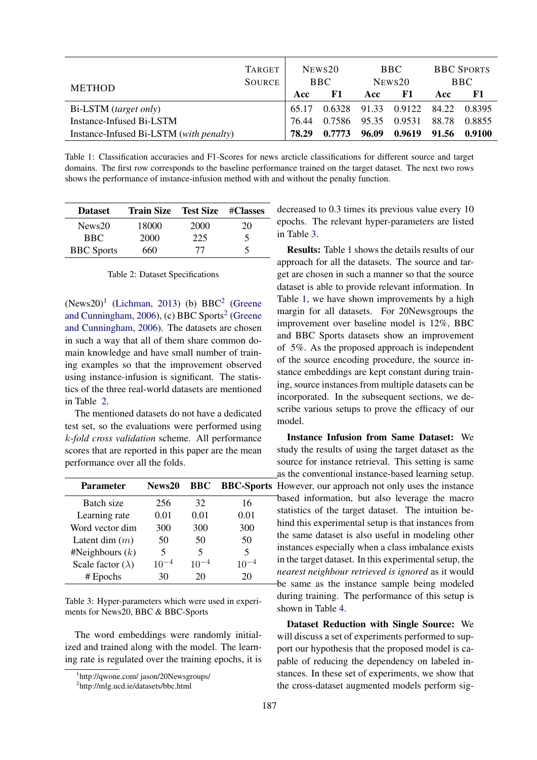| METHOD | TARGET SOURCE | NEWS20 BBC | | BBC NEWS20 | | BBC SPORTS BBC | |
|---|---|---|---|---|---|---|---|
| | | Acc | F1 | Acc | F1 | Acc | F1 |
| Bi-LSTM (*target only*) | | 65.17 | 0.6328 | 91.33 | 0.9122 | 84.22 | 0.8395 |
| Instance-Infused Bi-LSTM | | 76.44 | 0.7586 | 95.35 | 0.9531 | 88.78 | 0.8855 |
| Instance-Infused Bi-LSTM (*with penalty*) | | **78.29** | **0.7773** | **96.09** | **0.9619** | **91.56** | **0.9100** |

Table 1: Classification accuracies and F1-Scores for news arcticle classifications for different source and target domains. The first row corresponds to the baseline performance trained on the target dataset. The next two rows shows the performance of instance-infusion method with and without the penalty function.

| Dataset | Train Size | Test Size | #Classes |
|---|---|---|---|
| News20 | 18000 | 2000 | 20 |
| BBC | 2000 | 225 | 5 |
| BBC Sports | 660 | 77 | 5 |

Table 2: Dataset Specifications

(News20)[1] (Lichman, 2013) (b) BBC[2] (Greene and Cunningham, 2006), (c) BBC Sports[2] (Greene and Cunningham, 2006). The datasets are chosen in such a way that all of them share common domain knowledge and have small number of training examples so that the improvement observed using instance-infusion is significant. The statistics of the three real-world datasets are mentioned in Table 2.

The mentioned datasets do not have a dedicated test set, so the evaluations were performed using $k$-*fold cross validation* scheme. All performance scores that are reported in this paper are the mean performance over all the folds.

| Parameter | News20 | BBC | BBC-Sports |
|---|---|---|---|
| Batch size | 256 | 32 | 16 |
| Learning rate | 0.01 | 0.01 | 0.01 |
| Word vector dim | 300 | 300 | 300 |
| Latent dim ($m$) | 50 | 50 | 50 |
| #Neighbours ($k$) | 5 | 5 | 5 |
| Scale factor ($\lambda$) | $10^{-4}$ | $10^{-4}$ | $10^{-4}$ |
| # Epochs | 30 | 20 | 20 |

Table 3: Hyper-parameters which were used in experiments for News20, BBC & BBC-Sports

The word embeddings were randomly initialized and trained along with the model. The learning rate is regulated over the training epochs, it is decreased to 0.3 times its previous value every 10 epochs. The relevant hyper-parameters are listed in Table 3.

**Results:** Table 1 shows the details results of our approach for all the datasets. The source and target are chosen in such a manner so that the source dataset is able to provide relevant information. In Table 1, we have shown improvements by a high margin for all datasets. For 20Newsgroups the improvement over baseline model is 12%, BBC and BBC Sports datasets show an improvement of 5%. As the proposed approach is independent of the source encoding procedure, the source instance embeddings are kept constant during training, source instances from multiple datasets can be incorporated. In the subsequent sections, we describe various setups to prove the efficacy of our model.

**Instance Infusion from Same Dataset:** We study the results of using the target dataset as the source for instance retrieval. This setting is same as the conventional instance-based learning setup. However, our approach not only uses the instance based information, but also leverage the macro statistics of the target dataset. The intuition behind this experimental setup is that instances from the same dataset is also useful in modeling other instances especially when a class imbalance exists in the target dataset. In this experimental setup, the *nearest neighbour retrieved is ignored* as it would be same as the instance sample being modeled during training. The performance of this setup is shown in Table 4.

**Dataset Reduction with Single Source:** We will discuss a set of experiments performed to support our hypothesis that the proposed model is capable of reducing the dependency on labeled instances. In these set of experiments, we show that the cross-dataset augmented models perform sig-

[1] http://qwone.com/ jason/20Newsgroups/

[2] http://mlg.ucd.ie/datasets/bbc.html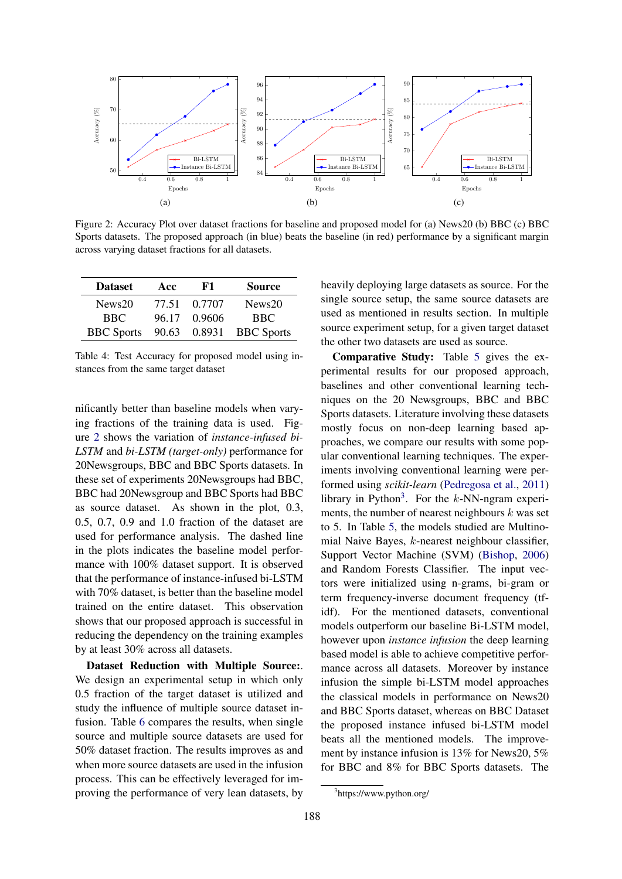Figure 2: Accuracy Plot over dataset fractions for baseline and proposed model for (a) News20 (b) BBC (c) BBC Sports datasets. The proposed approach (in blue) beats the baseline (in red) performance by a significant margin across varying dataset fractions for all datasets.

| Dataset | Acc | F1 | Source |
|---|---|---|---|
| News20 | 77.51 | 0.7707 | News20 |
| BBC | 96.17 | 0.9606 | BBC |
| BBC Sports | 90.63 | 0.8931 | BBC Sports |

Table 4: Test Accuracy for proposed model using instances from the same target dataset

nificantly better than baseline models when varying fractions of the training data is used. Figure 2 shows the variation of *instance-infused bi-LSTM* and *bi-LSTM (target-only)* performance for 20Newsgroups, BBC and BBC Sports datasets. In these set of experiments 20Newsgroups had BBC, BBC had 20Newsgroup and BBC Sports had BBC as source dataset. As shown in the plot, 0.3, 0.5, 0.7, 0.9 and 1.0 fraction of the dataset are used for performance analysis. The dashed line in the plots indicates the baseline model performance with 100% dataset support. It is observed that the performance of instance-infused bi-LSTM with 70% dataset, is better than the baseline model trained on the entire dataset. This observation shows that our proposed approach is successful in reducing the dependency on the training examples by at least 30% across all datasets.

**Dataset Reduction with Multiple Source:**. We design an experimental setup in which only 0.5 fraction of the target dataset is utilized and study the influence of multiple source dataset infusion. Table 6 compares the results, when single source and multiple source datasets are used for 50% dataset fraction. The results improves as and when more source datasets are used in the infusion process. This can be effectively leveraged for improving the performance of very lean datasets, by heavily deploying large datasets as source. For the single source setup, the same source datasets are used as mentioned in results section. In multiple source experiment setup, for a given target dataset the other two datasets are used as source.

**Comparative Study:** Table 5 gives the experimental results for our proposed approach, baselines and other conventional learning techniques on the 20 Newsgroups, BBC and BBC Sports datasets. Literature involving these datasets mostly focus on non-deep learning based approaches, we compare our results with some popular conventional learning techniques. The experiments involving conventional learning were performed using *scikit-learn* (Pedregosa et al., 2011) library in Python[3]. For the $k$-NN-ngram experiments, the number of nearest neighbours $k$ was set to 5. In Table 5, the models studied are Multinomial Naive Bayes, $k$-nearest neighbour classifier, Support Vector Machine (SVM) (Bishop, 2006) and Random Forests Classifier. The input vectors were initialized using n-grams, bi-gram or term frequency-inverse document frequency (tf-idf). For the mentioned datasets, conventional models outperform our baseline Bi-LSTM model, however upon *instance infusion* the deep learning based model is able to achieve competitive performance across all datasets. Moreover by instance infusion the simple bi-LSTM model approaches the classical models in performance on News20 and BBC Sports dataset, whereas on BBC Dataset the proposed instance infused bi-LSTM model beats all the mentioned models. The improvement by instance infusion is 13% for News20, 5% for BBC and 8% for BBC Sports datasets. The

[3] https://www.python.org/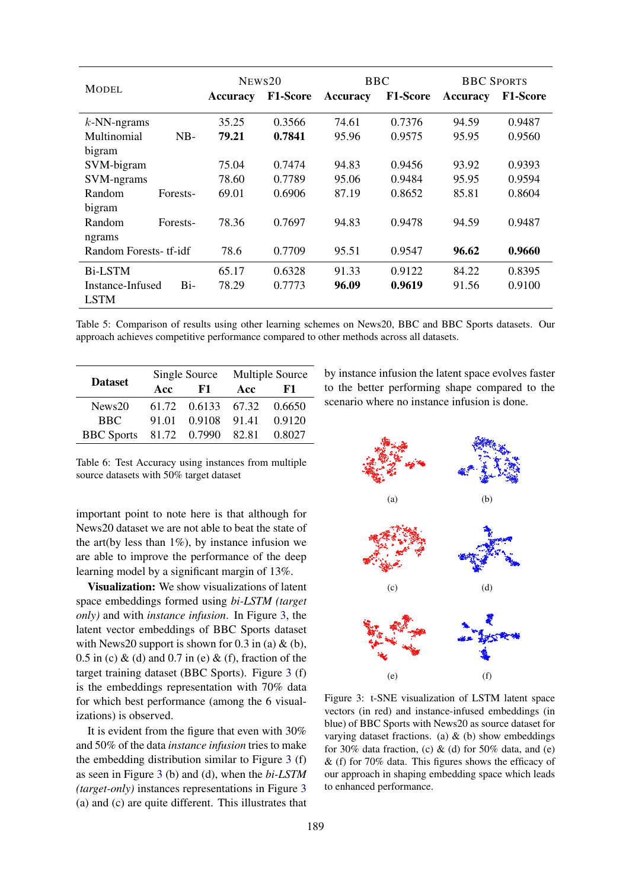| Model | News20 | | BBC | | BBC Sports | |
|---|---|---|---|---|---|---|
| | Accuracy | F1-Score | Accuracy | F1-Score | Accuracy | F1-Score |
| $k$-NN-ngrams | 35.25 | 0.3566 | 74.61 | 0.7376 | 94.59 | 0.9487 |
| Multinomial NB-bigram | **79.21** | **0.7841** | 95.96 | 0.9575 | 95.95 | 0.9560 |
| SVM-bigram | 75.04 | 0.7474 | 94.83 | 0.9456 | 93.92 | 0.9393 |
| SVM-ngrams | 78.60 | 0.7789 | 95.06 | 0.9484 | 95.95 | 0.9594 |
| Random Forests-bigram | 69.01 | 0.6906 | 87.19 | 0.8652 | 85.81 | 0.8604 |
| Random Forests-ngrams | 78.36 | 0.7697 | 94.83 | 0.9478 | 94.59 | 0.9487 |
| Random Forests- tf-idf | 78.6 | 0.7709 | 95.51 | 0.9547 | **96.62** | **0.9660** |
| Bi-LSTM | 65.17 | 0.6328 | 91.33 | 0.9122 | 84.22 | 0.8395 |
| Instance-Infused Bi-LSTM | 78.29 | 0.7773 | **96.09** | **0.9619** | 91.56 | 0.9100 |

Table 5: Comparison of results using other learning schemes on News20, BBC and BBC Sports datasets. Our approach achieves competitive performance compared to other methods across all datasets.

| Dataset | Single Source | | Multiple Source | |
|---|---|---|---|---|
| | Acc | F1 | Acc | F1 |
| News20 | 61.72 | 0.6133 | 67.32 | 0.6650 |
| BBC | 91.01 | 0.9108 | 91.41 | 0.9120 |
| BBC Sports | 81.72 | 0.7990 | 82.81 | 0.8027 |

Table 6: Test Accuracy using instances from multiple source datasets with 50% target dataset

important point to note here is that although for News20 dataset we are not able to beat the state of the art(by less than 1%), by instance infusion we are able to improve the performance of the deep learning model by a significant margin of 13%.

**Visualization:** We show visualizations of latent space embeddings formed using *bi-LSTM (target only)* and with *instance infusion*. In Figure 3, the latent vector embeddings of BBC Sports dataset with News20 support is shown for 0.3 in (a) & (b), 0.5 in (c) & (d) and 0.7 in (e) & (f), fraction of the target training dataset (BBC Sports). Figure 3 (f) is the embeddings representation with 70% data for which best performance (among the 6 visualizations) is observed.

It is evident from the figure that even with 30% and 50% of the data *instance infusion* tries to make the embedding distribution similar to Figure 3 (f) as seen in Figure 3 (b) and (d), when the *bi-LSTM (target-only)* instances representations in Figure 3 (a) and (c) are quite different. This illustrates that by instance infusion the latent space evolves faster to the better performing shape compared to the scenario where no instance infusion is done.

Figure 3: t-SNE visualization of LSTM latent space vectors (in red) and instance-infused embeddings (in blue) of BBC Sports with News20 as source dataset for varying dataset fractions. (a) & (b) show embeddings for 30% data fraction, (c) & (d) for 50% data, and (e) & (f) for 70% data. This figures shows the efficacy of our approach in shaping embedding space which leads to enhanced performance.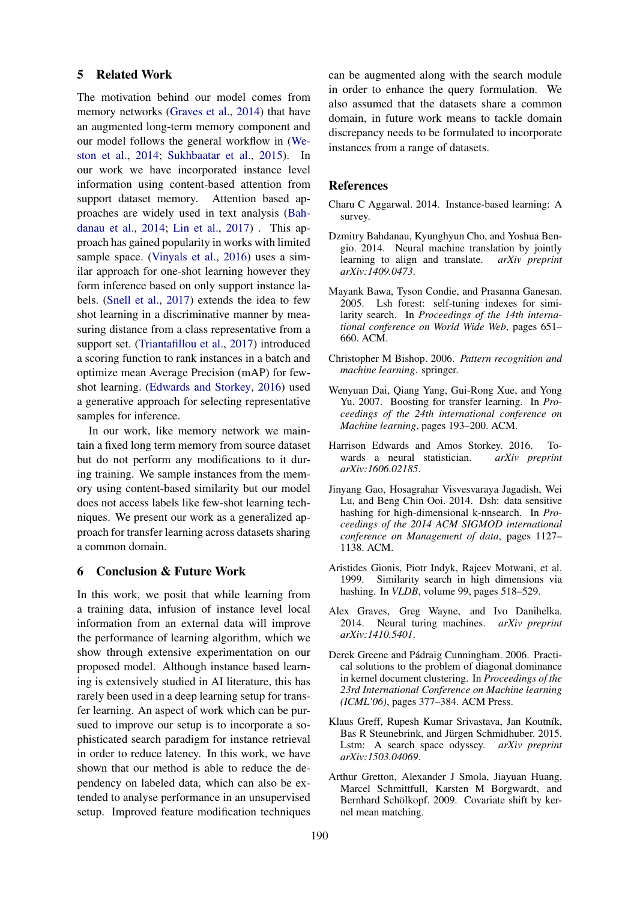## 5 Related Work

The motivation behind our model comes from memory networks (Graves et al., 2014) that have an augmented long-term memory component and our model follows the general workflow in (Weston et al., 2014; Sukhbaatar et al., 2015). In our work we have incorporated instance level information using content-based attention from support dataset memory. Attention based approaches are widely used in text analysis (Bahdanau et al., 2014; Lin et al., 2017) . This approach has gained popularity in works with limited sample space. (Vinyals et al., 2016) uses a similar approach for one-shot learning however they form inference based on only support instance labels. (Snell et al., 2017) extends the idea to few shot learning in a discriminative manner by measuring distance from a class representative from a support set. (Triantafillou et al., 2017) introduced a scoring function to rank instances in a batch and optimize mean Average Precision (mAP) for few-shot learning. (Edwards and Storkey, 2016) used a generative approach for selecting representative samples for inference.

In our work, like memory network we maintain a fixed long term memory from source dataset but do not perform any modifications to it during training. We sample instances from the memory using content-based similarity but our model does not access labels like few-shot learning techniques. We present our work as a generalized approach for transfer learning across datasets sharing a common domain.

## 6 Conclusion & Future Work

In this work, we posit that while learning from a training data, infusion of instance level local information from an external data will improve the performance of learning algorithm, which we show through extensive experimentation on our proposed model. Although instance based learning is extensively studied in AI literature, this has rarely been used in a deep learning setup for transfer learning. An aspect of work which can be pursued to improve our setup is to incorporate a sophisticated search paradigm for instance retrieval in order to reduce latency. In this work, we have shown that our method is able to reduce the dependency on labeled data, which can also be extended to analyse performance in an unsupervised setup. Improved feature modification techniques can be augmented along with the search module in order to enhance the query formulation. We also assumed that the datasets share a common domain, in future work means to tackle domain discrepancy needs to be formulated to incorporate instances from a range of datasets.

## References

Charu C Aggarwal. 2014. Instance-based learning: A survey.

Dzmitry Bahdanau, Kyunghyun Cho, and Yoshua Bengio. 2014. Neural machine translation by jointly learning to align and translate. *arXiv preprint arXiv:1409.0473*.

Mayank Bawa, Tyson Condie, and Prasanna Ganesan. 2005. Lsh forest: self-tuning indexes for similarity search. In *Proceedings of the 14th international conference on World Wide Web*, pages 651–660. ACM.

Christopher M Bishop. 2006. *Pattern recognition and machine learning*. springer.

Wenyuan Dai, Qiang Yang, Gui-Rong Xue, and Yong Yu. 2007. Boosting for transfer learning. In *Proceedings of the 24th international conference on Machine learning*, pages 193–200. ACM.

Harrison Edwards and Amos Storkey. 2016. Towards a neural statistician. *arXiv preprint arXiv:1606.02185*.

Jinyang Gao, Hosagrahar Visvesvaraya Jagadish, Wei Lu, and Beng Chin Ooi. 2014. Dsh: data sensitive hashing for high-dimensional k-nnsearch. In *Proceedings of the 2014 ACM SIGMOD international conference on Management of data*, pages 1127–1138. ACM.

Aristides Gionis, Piotr Indyk, Rajeev Motwani, et al. 1999. Similarity search in high dimensions via hashing. In *VLDB*, volume 99, pages 518–529.

Alex Graves, Greg Wayne, and Ivo Danihelka. 2014. Neural turing machines. *arXiv preprint arXiv:1410.5401*.

Derek Greene and Pádraig Cunningham. 2006. Practical solutions to the problem of diagonal dominance in kernel document clustering. In *Proceedings of the 23rd International Conference on Machine learning (ICML'06)*, pages 377–384. ACM Press.

Klaus Greff, Rupesh Kumar Srivastava, Jan Koutník, Bas R Steunebrink, and Jürgen Schmidhuber. 2015. Lstm: A search space odyssey. *arXiv preprint arXiv:1503.04069*.

Arthur Gretton, Alexander J Smola, Jiayuan Huang, Marcel Schmittfull, Karsten M Borgwardt, and Bernhard Schölkopf. 2009. Covariate shift by kernel mean matching.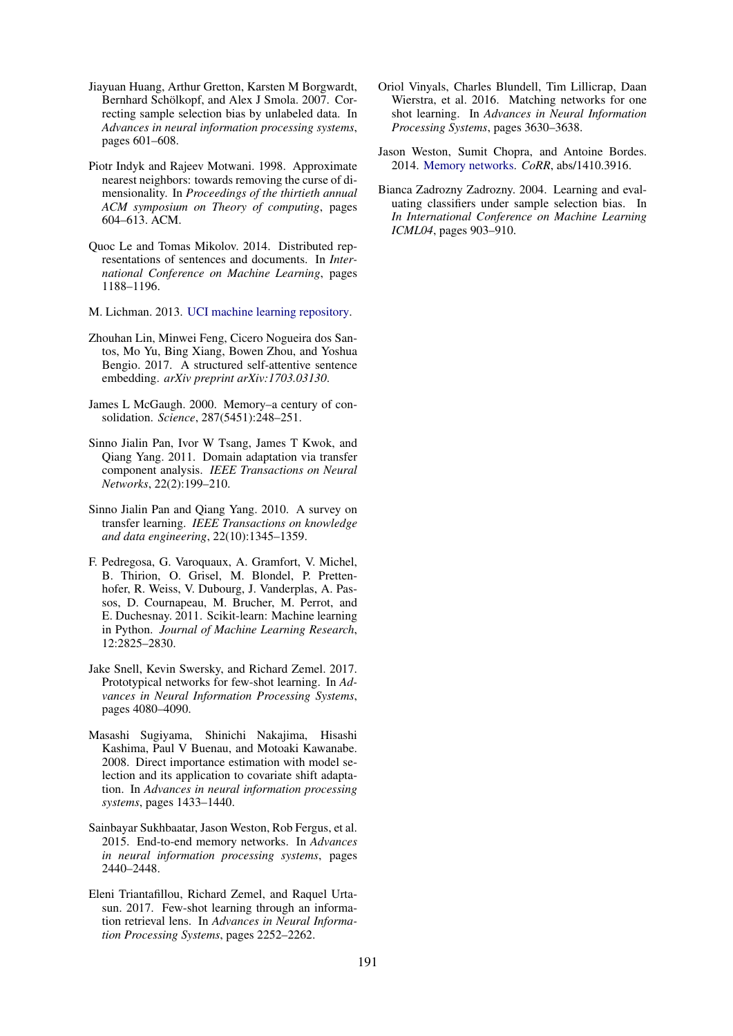Jiayuan Huang, Arthur Gretton, Karsten M Borgwardt, Bernhard Schölkopf, and Alex J Smola. 2007. Correcting sample selection bias by unlabeled data. In *Advances in neural information processing systems*, pages 601–608.

Piotr Indyk and Rajeev Motwani. 1998. Approximate nearest neighbors: towards removing the curse of dimensionality. In *Proceedings of the thirtieth annual ACM symposium on Theory of computing*, pages 604–613. ACM.

Quoc Le and Tomas Mikolov. 2014. Distributed representations of sentences and documents. In *International Conference on Machine Learning*, pages 1188–1196.

M. Lichman. 2013. UCI machine learning repository.

Zhouhan Lin, Minwei Feng, Cicero Nogueira dos Santos, Mo Yu, Bing Xiang, Bowen Zhou, and Yoshua Bengio. 2017. A structured self-attentive sentence embedding. *arXiv preprint arXiv:1703.03130*.

James L McGaugh. 2000. Memory–a century of consolidation. *Science*, 287(5451):248–251.

Sinno Jialin Pan, Ivor W Tsang, James T Kwok, and Qiang Yang. 2011. Domain adaptation via transfer component analysis. *IEEE Transactions on Neural Networks*, 22(2):199–210.

Sinno Jialin Pan and Qiang Yang. 2010. A survey on transfer learning. *IEEE Transactions on knowledge and data engineering*, 22(10):1345–1359.

F. Pedregosa, G. Varoquaux, A. Gramfort, V. Michel, B. Thirion, O. Grisel, M. Blondel, P. Prettenhofer, R. Weiss, V. Dubourg, J. Vanderplas, A. Passos, D. Cournapeau, M. Brucher, M. Perrot, and E. Duchesnay. 2011. Scikit-learn: Machine learning in Python. *Journal of Machine Learning Research*, 12:2825–2830.

Jake Snell, Kevin Swersky, and Richard Zemel. 2017. Prototypical networks for few-shot learning. In *Advances in Neural Information Processing Systems*, pages 4080–4090.

Masashi Sugiyama, Shinichi Nakajima, Hisashi Kashima, Paul V Buenau, and Motoaki Kawanabe. 2008. Direct importance estimation with model selection and its application to covariate shift adaptation. In *Advances in neural information processing systems*, pages 1433–1440.

Sainbayar Sukhbaatar, Jason Weston, Rob Fergus, et al. 2015. End-to-end memory networks. In *Advances in neural information processing systems*, pages 2440–2448.

Eleni Triantafillou, Richard Zemel, and Raquel Urtasun. 2017. Few-shot learning through an information retrieval lens. In *Advances in Neural Information Processing Systems*, pages 2252–2262.

Oriol Vinyals, Charles Blundell, Tim Lillicrap, Daan Wierstra, et al. 2016. Matching networks for one shot learning. In *Advances in Neural Information Processing Systems*, pages 3630–3638.

Jason Weston, Sumit Chopra, and Antoine Bordes. 2014. Memory networks. *CoRR*, abs/1410.3916.

Bianca Zadrozny Zadrozny. 2004. Learning and evaluating classifiers under sample selection bias. In *In International Conference on Machine Learning ICML04*, pages 903–910.